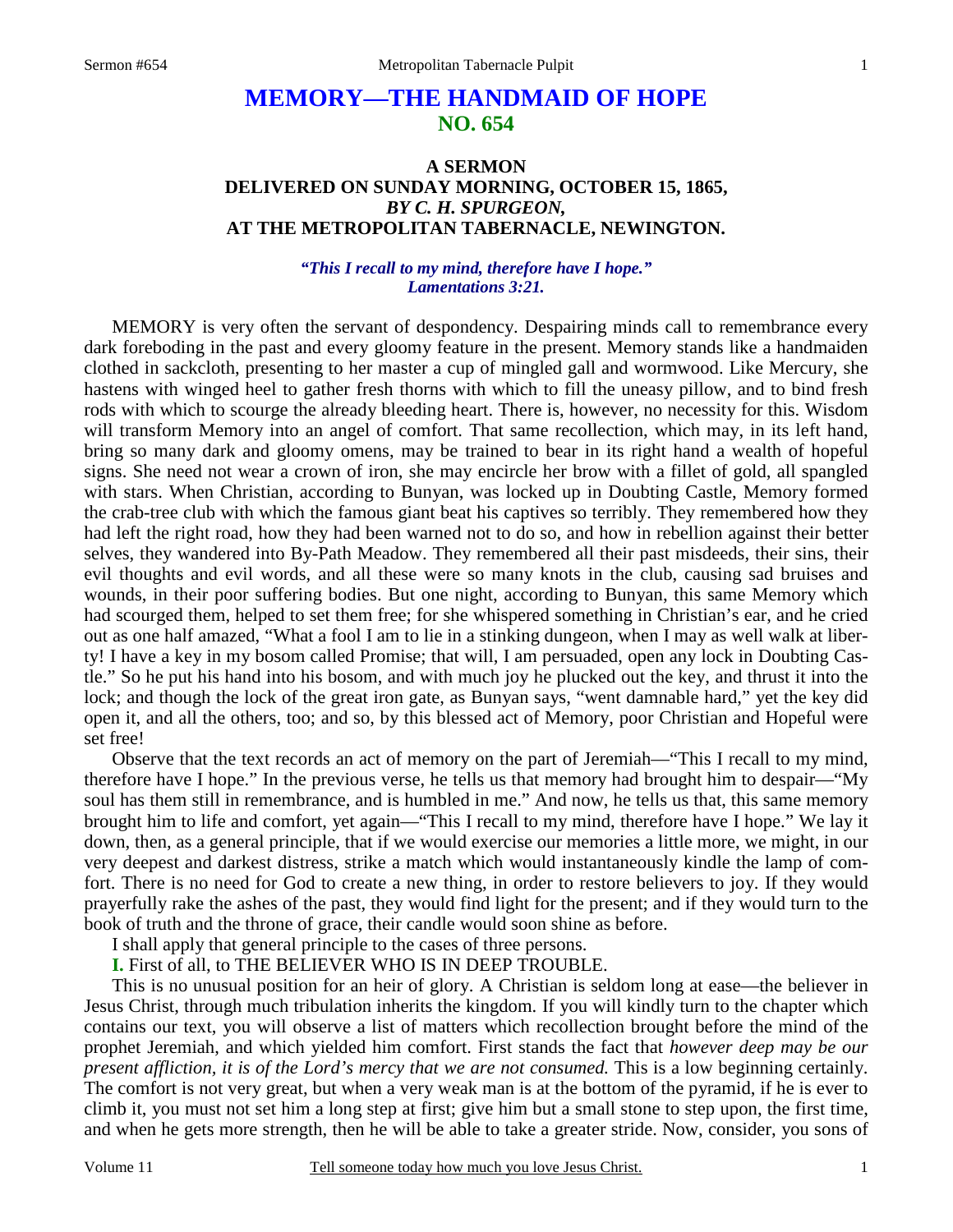# MEMORY—THE HANDMAID OF HOPE
## NO. 654

### A SERMON
### DELIVERED ON SUNDAY MORNING, OCTOBER 15, 1865,
### *BY C. H. SPURGEON,*
### AT THE METROPOLITAN TABERNACLE, NEWINGTON.

***"This I recall to my mind, therefore have I hope." Lamentations 3:21.***

MEMORY is very often the servant of despondency. Despairing minds call to remembrance every dark foreboding in the past and every gloomy feature in the present. Memory stands like a handmaiden clothed in sackcloth, presenting to her master a cup of mingled gall and wormwood. Like Mercury, she hastens with winged heel to gather fresh thorns with which to fill the uneasy pillow, and to bind fresh rods with which to scourge the already bleeding heart. There is, however, no necessity for this. Wisdom will transform Memory into an angel of comfort. That same recollection, which may, in its left hand, bring so many dark and gloomy omens, may be trained to bear in its right hand a wealth of hopeful signs. She need not wear a crown of iron, she may encircle her brow with a fillet of gold, all spangled with stars. When Christian, according to Bunyan, was locked up in Doubting Castle, Memory formed the crab-tree club with which the famous giant beat his captives so terribly. They remembered how they had left the right road, how they had been warned not to do so, and how in rebellion against their better selves, they wandered into By-Path Meadow. They remembered all their past misdeeds, their sins, their evil thoughts and evil words, and all these were so many knots in the club, causing sad bruises and wounds, in their poor suffering bodies. But one night, according to Bunyan, this same Memory which had scourged them, helped to set them free; for she whispered something in Christian's ear, and he cried out as one half amazed, "What a fool I am to lie in a stinking dungeon, when I may as well walk at liberty! I have a key in my bosom called Promise; that will, I am persuaded, open any lock in Doubting Castle." So he put his hand into his bosom, and with much joy he plucked out the key, and thrust it into the lock; and though the lock of the great iron gate, as Bunyan says, "went damnable hard," yet the key did open it, and all the others, too; and so, by this blessed act of Memory, poor Christian and Hopeful were set free!

Observe that the text records an act of memory on the part of Jeremiah—"This I recall to my mind, therefore have I hope." In the previous verse, he tells us that memory had brought him to despair—"My soul has them still in remembrance, and is humbled in me." And now, he tells us that, this same memory brought him to life and comfort, yet again—"This I recall to my mind, therefore have I hope." We lay it down, then, as a general principle, that if we would exercise our memories a little more, we might, in our very deepest and darkest distress, strike a match which would instantaneously kindle the lamp of comfort. There is no need for God to create a new thing, in order to restore believers to joy. If they would prayerfully rake the ashes of the past, they would find light for the present; and if they would turn to the book of truth and the throne of grace, their candle would soon shine as before.

I shall apply that general principle to the cases of three persons.

**I.** First of all, to THE BELIEVER WHO IS IN DEEP TROUBLE.

This is no unusual position for an heir of glory. A Christian is seldom long at ease—the believer in Jesus Christ, through much tribulation inherits the kingdom. If you will kindly turn to the chapter which contains our text, you will observe a list of matters which recollection brought before the mind of the prophet Jeremiah, and which yielded him comfort. First stands the fact that *however deep may be our present affliction, it is of the Lord's mercy that we are not consumed.* This is a low beginning certainly. The comfort is not very great, but when a very weak man is at the bottom of the pyramid, if he is ever to climb it, you must not set him a long step at first; give him but a small stone to step upon, the first time, and when he gets more strength, then he will be able to take a greater stride. Now, consider, you sons of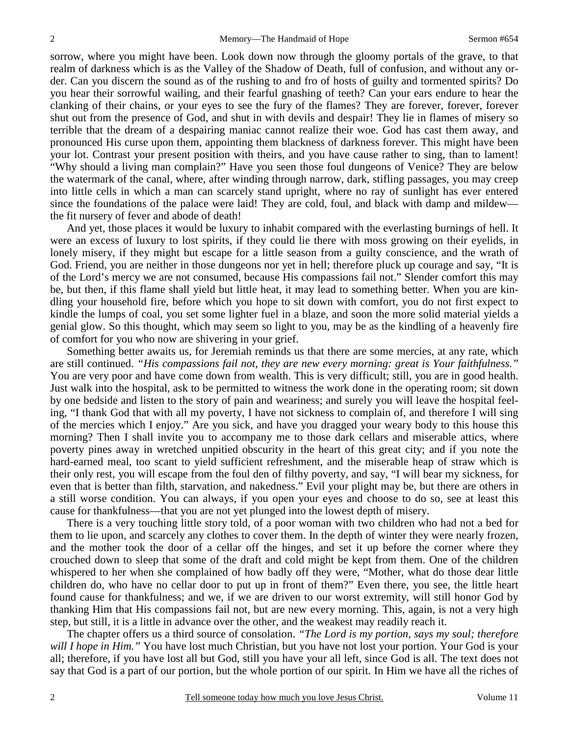sorrow, where you might have been. Look down now through the gloomy portals of the grave, to that realm of darkness which is as the Valley of the Shadow of Death, full of confusion, and without any order. Can you discern the sound as of the rushing to and fro of hosts of guilty and tormented spirits? Do you hear their sorrowful wailing, and their fearful gnashing of teeth? Can your ears endure to hear the clanking of their chains, or your eyes to see the fury of the flames? They are forever, forever, forever shut out from the presence of God, and shut in with devils and despair! They lie in flames of misery so terrible that the dream of a despairing maniac cannot realize their woe. God has cast them away, and pronounced His curse upon them, appointing them blackness of darkness forever. This might have been your lot. Contrast your present position with theirs, and you have cause rather to sing, than to lament! "Why should a living man complain?" Have you seen those foul dungeons of Venice? They are below the watermark of the canal, where, after winding through narrow, dark, stifling passages, you may creep into little cells in which a man can scarcely stand upright, where no ray of sunlight has ever entered since the foundations of the palace were laid! They are cold, foul, and black with damp and mildew—the fit nursery of fever and abode of death!

And yet, those places it would be luxury to inhabit compared with the everlasting burnings of hell. It were an excess of luxury to lost spirits, if they could lie there with moss growing on their eyelids, in lonely misery, if they might but escape for a little season from a guilty conscience, and the wrath of God. Friend, you are neither in those dungeons nor yet in hell; therefore pluck up courage and say, "It is of the Lord's mercy we are not consumed, because His compassions fail not." Slender comfort this may be, but then, if this flame shall yield but little heat, it may lead to something better. When you are kindling your household fire, before which you hope to sit down with comfort, you do not first expect to kindle the lumps of coal, you set some lighter fuel in a blaze, and soon the more solid material yields a genial glow. So this thought, which may seem so light to you, may be as the kindling of a heavenly fire of comfort for you who now are shivering in your grief.

Something better awaits us, for Jeremiah reminds us that there are some mercies, at any rate, which are still continued. *"His compassions fail not, they are new every morning: great is Your faithfulness."* You are very poor and have come down from wealth. This is very difficult; still, you are in good health. Just walk into the hospital, ask to be permitted to witness the work done in the operating room; sit down by one bedside and listen to the story of pain and weariness; and surely you will leave the hospital feeling, "I thank God that with all my poverty, I have not sickness to complain of, and therefore I will sing of the mercies which I enjoy." Are you sick, and have you dragged your weary body to this house this morning? Then I shall invite you to accompany me to those dark cellars and miserable attics, where poverty pines away in wretched unpitied obscurity in the heart of this great city; and if you note the hard-earned meal, too scant to yield sufficient refreshment, and the miserable heap of straw which is their only rest, you will escape from the foul den of filthy poverty, and say, "I will bear my sickness, for even that is better than filth, starvation, and nakedness." Evil your plight may be, but there are others in a still worse condition. You can always, if you open your eyes and choose to do so, see at least this cause for thankfulness—that you are not yet plunged into the lowest depth of misery.

There is a very touching little story told, of a poor woman with two children who had not a bed for them to lie upon, and scarcely any clothes to cover them. In the depth of winter they were nearly frozen, and the mother took the door of a cellar off the hinges, and set it up before the corner where they crouched down to sleep that some of the draft and cold might be kept from them. One of the children whispered to her when she complained of how badly off they were, "Mother, what do those dear little children do, who have no cellar door to put up in front of them?" Even there, you see, the little heart found cause for thankfulness; and we, if we are driven to our worst extremity, will still honor God by thanking Him that His compassions fail not, but are new every morning. This, again, is not a very high step, but still, it is a little in advance over the other, and the weakest may readily reach it.

The chapter offers us a third source of consolation. *"The Lord is my portion, says my soul; therefore will I hope in Him."* You have lost much Christian, but you have not lost your portion. Your God is your all; therefore, if you have lost all but God, still you have your all left, since God is all. The text does not say that God is a part of our portion, but the whole portion of our spirit. In Him we have all the riches of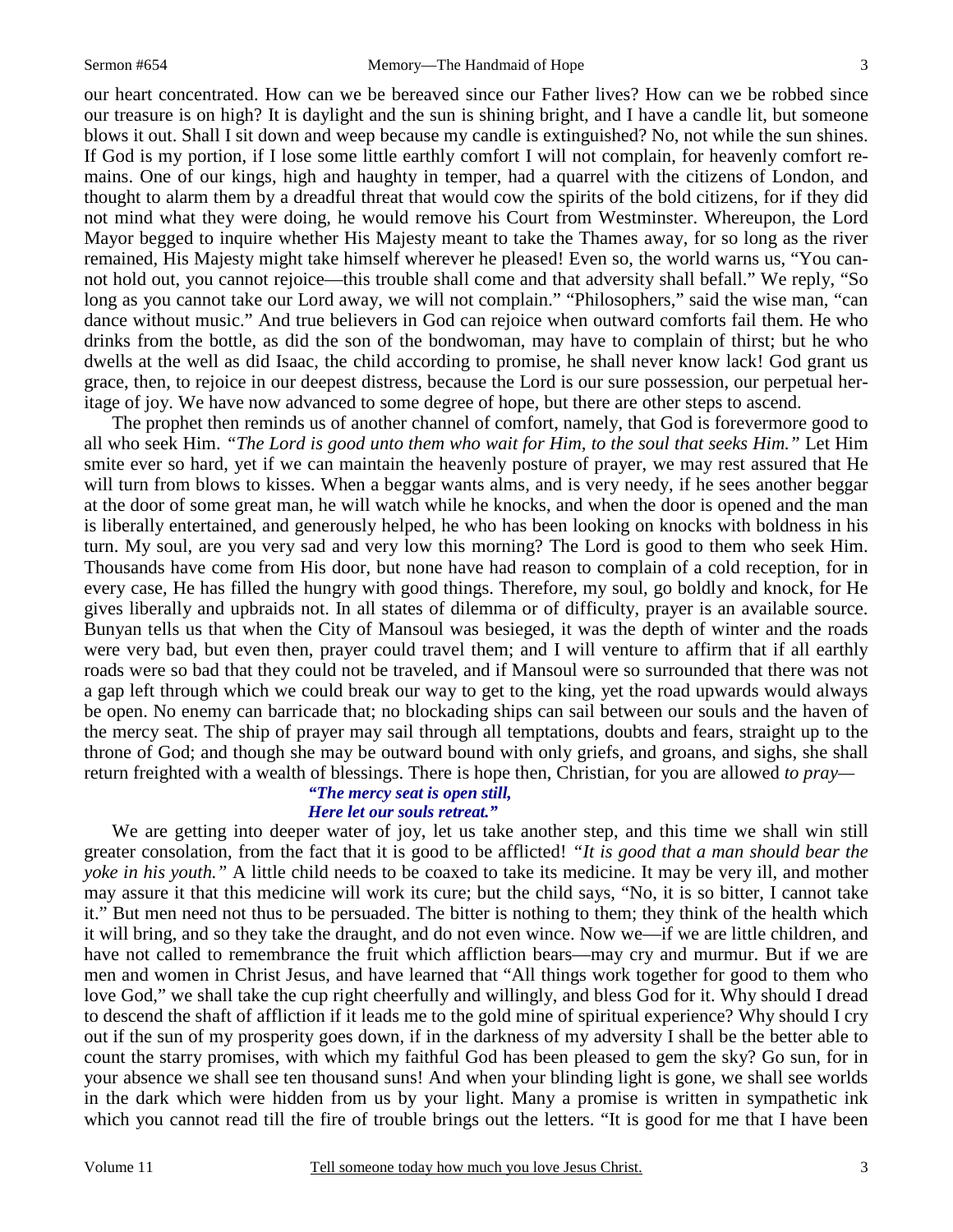our heart concentrated. How can we be bereaved since our Father lives? How can we be robbed since our treasure is on high? It is daylight and the sun is shining bright, and I have a candle lit, but someone blows it out. Shall I sit down and weep because my candle is extinguished? No, not while the sun shines. If God is my portion, if I lose some little earthly comfort I will not complain, for heavenly comfort remains. One of our kings, high and haughty in temper, had a quarrel with the citizens of London, and thought to alarm them by a dreadful threat that would cow the spirits of the bold citizens, for if they did not mind what they were doing, he would remove his Court from Westminster. Whereupon, the Lord Mayor begged to inquire whether His Majesty meant to take the Thames away, for so long as the river remained, His Majesty might take himself wherever he pleased! Even so, the world warns us, "You cannot hold out, you cannot rejoice—this trouble shall come and that adversity shall befall." We reply, "So long as you cannot take our Lord away, we will not complain." "Philosophers," said the wise man, "can dance without music." And true believers in God can rejoice when outward comforts fail them. He who drinks from the bottle, as did the son of the bondwoman, may have to complain of thirst; but he who dwells at the well as did Isaac, the child according to promise, he shall never know lack! God grant us grace, then, to rejoice in our deepest distress, because the Lord is our sure possession, our perpetual heritage of joy. We have now advanced to some degree of hope, but there are other steps to ascend.

The prophet then reminds us of another channel of comfort, namely, that God is forevermore good to all who seek Him. *"The Lord is good unto them who wait for Him, to the soul that seeks Him."* Let Him smite ever so hard, yet if we can maintain the heavenly posture of prayer, we may rest assured that He will turn from blows to kisses. When a beggar wants alms, and is very needy, if he sees another beggar at the door of some great man, he will watch while he knocks, and when the door is opened and the man is liberally entertained, and generously helped, he who has been looking on knocks with boldness in his turn. My soul, are you very sad and very low this morning? The Lord is good to them who seek Him. Thousands have come from His door, but none have had reason to complain of a cold reception, for in every case, He has filled the hungry with good things. Therefore, my soul, go boldly and knock, for He gives liberally and upbraids not. In all states of dilemma or of difficulty, prayer is an available source. Bunyan tells us that when the City of Mansoul was besieged, it was the depth of winter and the roads were very bad, but even then, prayer could travel them; and I will venture to affirm that if all earthly roads were so bad that they could not be traveled, and if Mansoul were so surrounded that there was not a gap left through which we could break our way to get to the king, yet the road upwards would always be open. No enemy can barricade that; no blockading ships can sail between our souls and the haven of the mercy seat. The ship of prayer may sail through all temptations, doubts and fears, straight up to the throne of God; and though she may be outward bound with only griefs, and groans, and sighs, she shall return freighted with a wealth of blessings. There is hope then, Christian, for you are allowed *to pray*—

> ***"The mercy seat is open still,***
> ***Here let our souls retreat."***

We are getting into deeper water of joy, let us take another step, and this time we shall win still greater consolation, from the fact that it is good to be afflicted! *"It is good that a man should bear the yoke in his youth."* A little child needs to be coaxed to take its medicine. It may be very ill, and mother may assure it that this medicine will work its cure; but the child says, "No, it is so bitter, I cannot take it." But men need not thus to be persuaded. The bitter is nothing to them; they think of the health which it will bring, and so they take the draught, and do not even wince. Now we—if we are little children, and have not called to remembrance the fruit which affliction bears—may cry and murmur. But if we are men and women in Christ Jesus, and have learned that "All things work together for good to them who love God," we shall take the cup right cheerfully and willingly, and bless God for it. Why should I dread to descend the shaft of affliction if it leads me to the gold mine of spiritual experience? Why should I cry out if the sun of my prosperity goes down, if in the darkness of my adversity I shall be the better able to count the starry promises, with which my faithful God has been pleased to gem the sky? Go sun, for in your absence we shall see ten thousand suns! And when your blinding light is gone, we shall see worlds in the dark which were hidden from us by your light. Many a promise is written in sympathetic ink which you cannot read till the fire of trouble brings out the letters. "It is good for me that I have been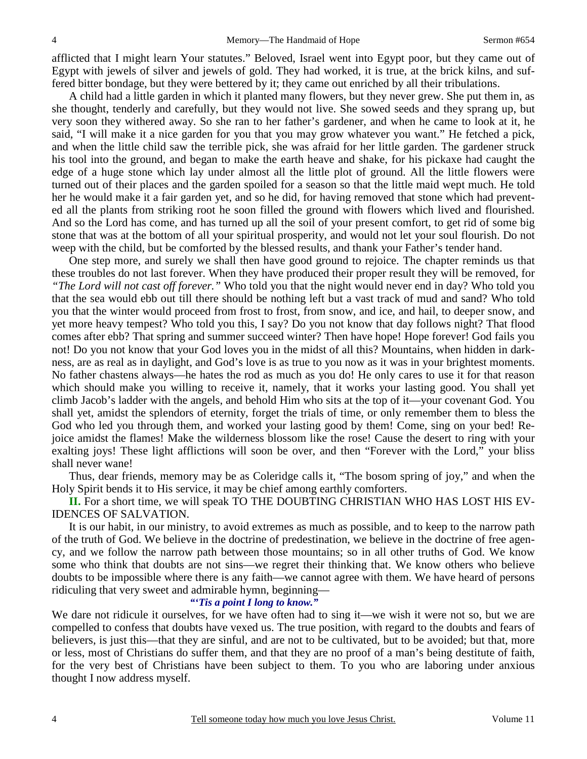afflicted that I might learn Your statutes." Beloved, Israel went into Egypt poor, but they came out of Egypt with jewels of silver and jewels of gold. They had worked, it is true, at the brick kilns, and suffered bitter bondage, but they were bettered by it; they came out enriched by all their tribulations.

A child had a little garden in which it planted many flowers, but they never grew. She put them in, as she thought, tenderly and carefully, but they would not live. She sowed seeds and they sprang up, but very soon they withered away. So she ran to her father's gardener, and when he came to look at it, he said, "I will make it a nice garden for you that you may grow whatever you want." He fetched a pick, and when the little child saw the terrible pick, she was afraid for her little garden. The gardener struck his tool into the ground, and began to make the earth heave and shake, for his pickaxe had caught the edge of a huge stone which lay under almost all the little plot of ground. All the little flowers were turned out of their places and the garden spoiled for a season so that the little maid wept much. He told her he would make it a fair garden yet, and so he did, for having removed that stone which had prevented all the plants from striking root he soon filled the ground with flowers which lived and flourished. And so the Lord has come, and has turned up all the soil of your present comfort, to get rid of some big stone that was at the bottom of all your spiritual prosperity, and would not let your soul flourish. Do not weep with the child, but be comforted by the blessed results, and thank your Father's tender hand.

One step more, and surely we shall then have good ground to rejoice. The chapter reminds us that these troubles do not last forever. When they have produced their proper result they will be removed, for *"The Lord will not cast off forever."* Who told you that the night would never end in day? Who told you that the sea would ebb out till there should be nothing left but a vast track of mud and sand? Who told you that the winter would proceed from frost to frost, from snow, and ice, and hail, to deeper snow, and yet more heavy tempest? Who told you this, I say? Do you not know that day follows night? That flood comes after ebb? That spring and summer succeed winter? Then have hope! Hope forever! God fails you not! Do you not know that your God loves you in the midst of all this? Mountains, when hidden in darkness, are as real as in daylight, and God's love is as true to you now as it was in your brightest moments. No father chastens always—he hates the rod as much as you do! He only cares to use it for that reason which should make you willing to receive it, namely, that it works your lasting good. You shall yet climb Jacob's ladder with the angels, and behold Him who sits at the top of it—your covenant God. You shall yet, amidst the splendors of eternity, forget the trials of time, or only remember them to bless the God who led you through them, and worked your lasting good by them! Come, sing on your bed! Rejoice amidst the flames! Make the wilderness blossom like the rose! Cause the desert to ring with your exalting joys! These light afflictions will soon be over, and then "Forever with the Lord," your bliss shall never wane!

Thus, dear friends, memory may be as Coleridge calls it, "The bosom spring of joy," and when the Holy Spirit bends it to His service, it may be chief among earthly comforters.

**II.** For a short time, we will speak TO THE DOUBTING CHRISTIAN WHO HAS LOST HIS EVIDENCES OF SALVATION.

It is our habit, in our ministry, to avoid extremes as much as possible, and to keep to the narrow path of the truth of God. We believe in the doctrine of predestination, we believe in the doctrine of free agency, and we follow the narrow path between those mountains; so in all other truths of God. We know some who think that doubts are not sins—we regret their thinking that. We know others who believe doubts to be impossible where there is any faith—we cannot agree with them. We have heard of persons ridiculing that very sweet and admirable hymn, beginning—

***"'Tis a point I long to know."***

We dare not ridicule it ourselves, for we have often had to sing it—we wish it were not so, but we are compelled to confess that doubts have vexed us. The true position, with regard to the doubts and fears of believers, is just this—that they are sinful, and are not to be cultivated, but to be avoided; but that, more or less, most of Christians do suffer them, and that they are no proof of a man's being destitute of faith, for the very best of Christians have been subject to them. To you who are laboring under anxious thought I now address myself.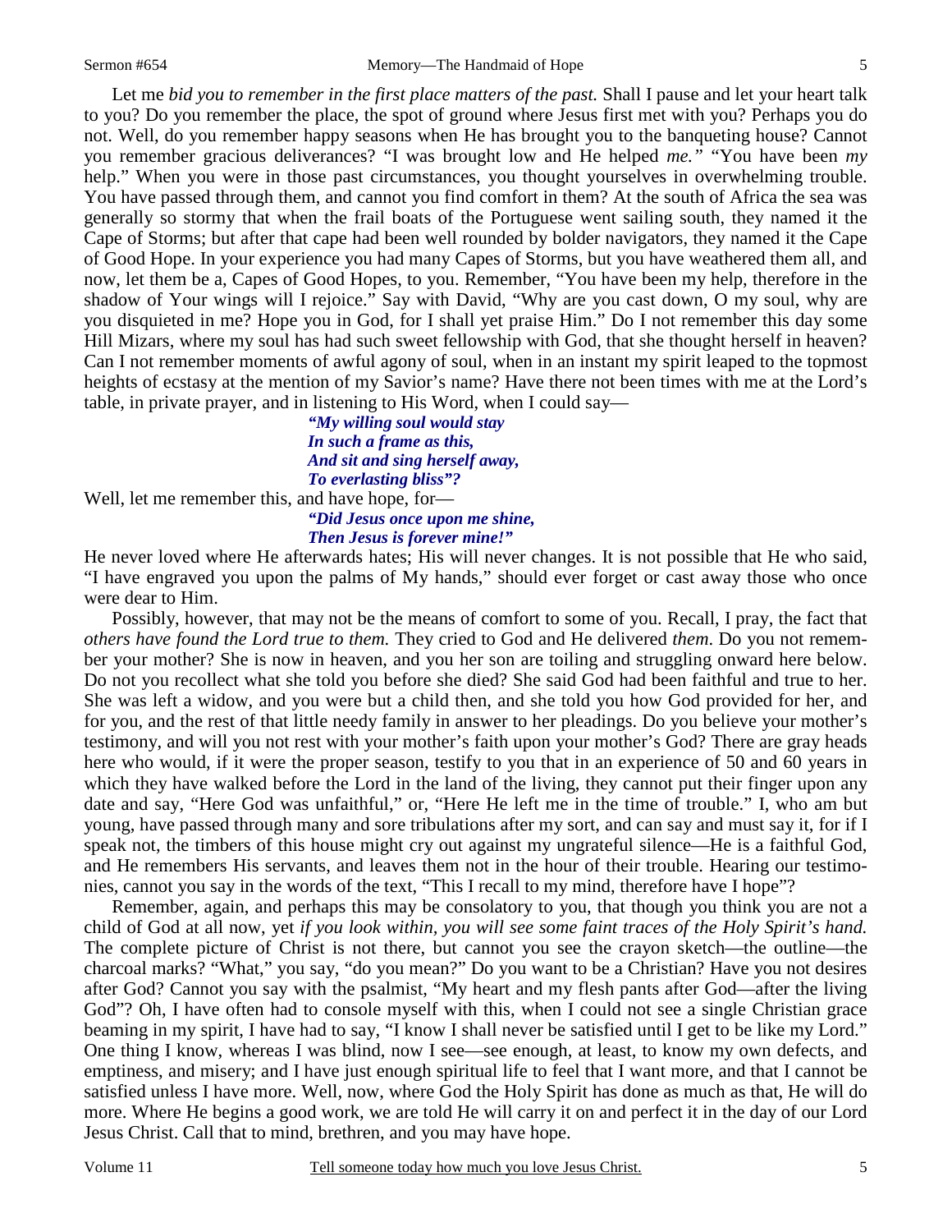Let me *bid you to remember in the first place matters of the past.* Shall I pause and let your heart talk to you? Do you remember the place, the spot of ground where Jesus first met with you? Perhaps you do not. Well, do you remember happy seasons when He has brought you to the banqueting house? Cannot you remember gracious deliverances? "I was brought low and He helped *me."* "You have been *my* help." When you were in those past circumstances, you thought yourselves in overwhelming trouble. You have passed through them, and cannot you find comfort in them? At the south of Africa the sea was generally so stormy that when the frail boats of the Portuguese went sailing south, they named it the Cape of Storms; but after that cape had been well rounded by bolder navigators, they named it the Cape of Good Hope. In your experience you had many Capes of Storms, but you have weathered them all, and now, let them be a, Capes of Good Hopes, to you. Remember, "You have been my help, therefore in the shadow of Your wings will I rejoice." Say with David, "Why are you cast down, O my soul, why are you disquieted in me? Hope you in God, for I shall yet praise Him." Do I not remember this day some Hill Mizars, where my soul has had such sweet fellowship with God, that she thought herself in heaven? Can I not remember moments of awful agony of soul, when in an instant my spirit leaped to the topmost heights of ecstasy at the mention of my Savior's name? Have there not been times with me at the Lord's table, in private prayer, and in listening to His Word, when I could say—

> ***"My willing soul would stay***
> ***In such a frame as this,***
> ***And sit and sing herself away,***
> ***To everlasting bliss"?***

Well, let me remember this, and have hope, for—

> ***"Did Jesus once upon me shine,***
> ***Then Jesus is forever mine!"***

He never loved where He afterwards hates; His will never changes. It is not possible that He who said, "I have engraved you upon the palms of My hands," should ever forget or cast away those who once were dear to Him.

Possibly, however, that may not be the means of comfort to some of you. Recall, I pray, the fact that *others have found the Lord true to them.* They cried to God and He delivered *them*. Do you not remember your mother? She is now in heaven, and you her son are toiling and struggling onward here below. Do not you recollect what she told you before she died? She said God had been faithful and true to her. She was left a widow, and you were but a child then, and she told you how God provided for her, and for you, and the rest of that little needy family in answer to her pleadings. Do you believe your mother's testimony, and will you not rest with your mother's faith upon your mother's God? There are gray heads here who would, if it were the proper season, testify to you that in an experience of 50 and 60 years in which they have walked before the Lord in the land of the living, they cannot put their finger upon any date and say, "Here God was unfaithful," or, "Here He left me in the time of trouble." I, who am but young, have passed through many and sore tribulations after my sort, and can say and must say it, for if I speak not, the timbers of this house might cry out against my ungrateful silence—He is a faithful God, and He remembers His servants, and leaves them not in the hour of their trouble. Hearing our testimonies, cannot you say in the words of the text, "This I recall to my mind, therefore have I hope"?

Remember, again, and perhaps this may be consolatory to you, that though you think you are not a child of God at all now, yet *if you look within, you will see some faint traces of the Holy Spirit's hand.* The complete picture of Christ is not there, but cannot you see the crayon sketch—the outline—the charcoal marks? "What," you say, "do you mean?" Do you want to be a Christian? Have you not desires after God? Cannot you say with the psalmist, "My heart and my flesh pants after God—after the living God"? Oh, I have often had to console myself with this, when I could not see a single Christian grace beaming in my spirit, I have had to say, "I know I shall never be satisfied until I get to be like my Lord." One thing I know, whereas I was blind, now I see—see enough, at least, to know my own defects, and emptiness, and misery; and I have just enough spiritual life to feel that I want more, and that I cannot be satisfied unless I have more. Well, now, where God the Holy Spirit has done as much as that, He will do more. Where He begins a good work, we are told He will carry it on and perfect it in the day of our Lord Jesus Christ. Call that to mind, brethren, and you may have hope.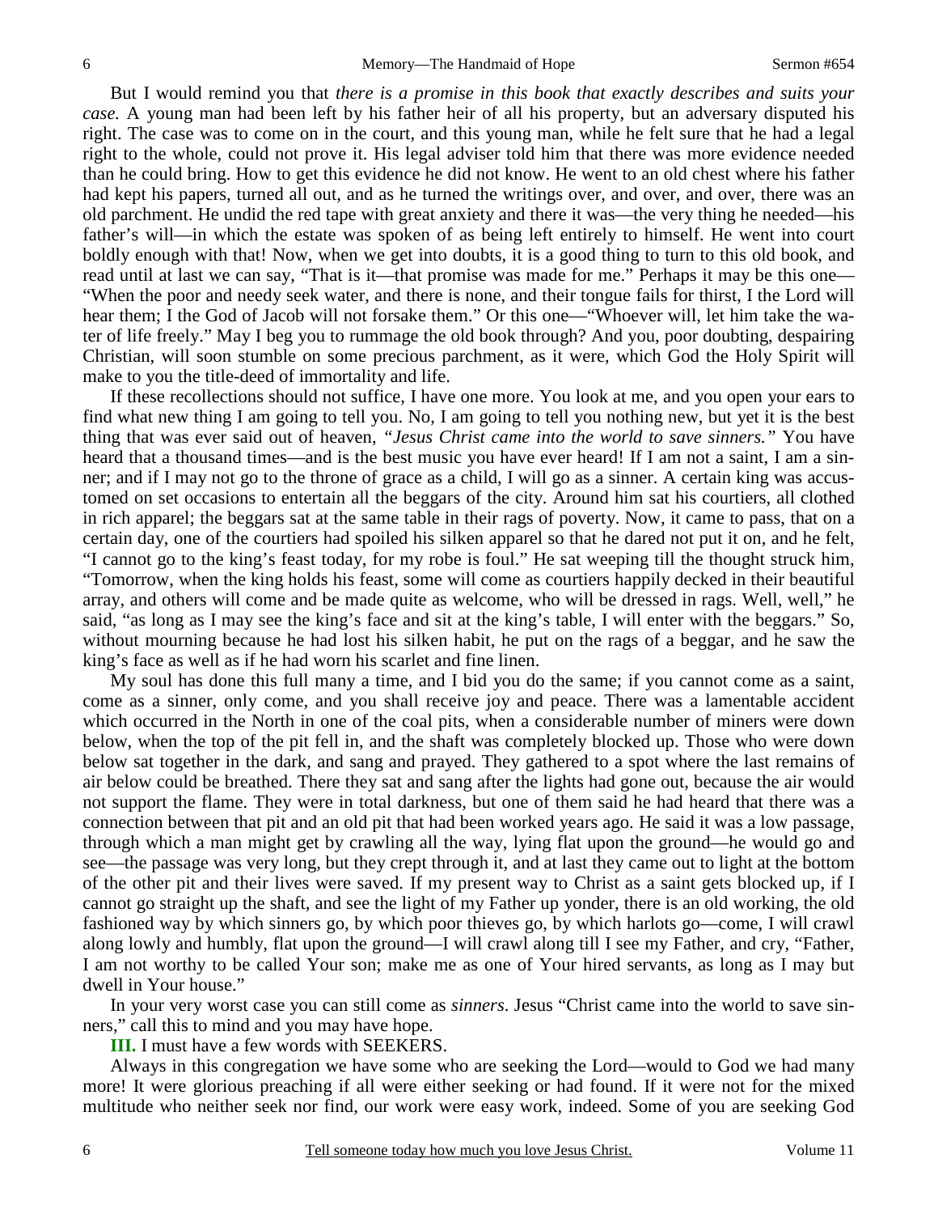But I would remind you that *there is a promise in this book that exactly describes and suits your case.* A young man had been left by his father heir of all his property, but an adversary disputed his right. The case was to come on in the court, and this young man, while he felt sure that he had a legal right to the whole, could not prove it. His legal adviser told him that there was more evidence needed than he could bring. How to get this evidence he did not know. He went to an old chest where his father had kept his papers, turned all out, and as he turned the writings over, and over, and over, there was an old parchment. He undid the red tape with great anxiety and there it was—the very thing he needed—his father's will—in which the estate was spoken of as being left entirely to himself. He went into court boldly enough with that! Now, when we get into doubts, it is a good thing to turn to this old book, and read until at last we can say, "That is it—that promise was made for me." Perhaps it may be this one—"When the poor and needy seek water, and there is none, and their tongue fails for thirst, I the Lord will hear them; I the God of Jacob will not forsake them." Or this one—"Whoever will, let him take the water of life freely." May I beg you to rummage the old book through? And you, poor doubting, despairing Christian, will soon stumble on some precious parchment, as it were, which God the Holy Spirit will make to you the title-deed of immortality and life.

If these recollections should not suffice, I have one more. You look at me, and you open your ears to find what new thing I am going to tell you. No, I am going to tell you nothing new, but yet it is the best thing that was ever said out of heaven, *"Jesus Christ came into the world to save sinners."* You have heard that a thousand times—and is the best music you have ever heard! If I am not a saint, I am a sinner; and if I may not go to the throne of grace as a child, I will go as a sinner. A certain king was accustomed on set occasions to entertain all the beggars of the city. Around him sat his courtiers, all clothed in rich apparel; the beggars sat at the same table in their rags of poverty. Now, it came to pass, that on a certain day, one of the courtiers had spoiled his silken apparel so that he dared not put it on, and he felt, "I cannot go to the king's feast today, for my robe is foul." He sat weeping till the thought struck him, "Tomorrow, when the king holds his feast, some will come as courtiers happily decked in their beautiful array, and others will come and be made quite as welcome, who will be dressed in rags. Well, well," he said, "as long as I may see the king's face and sit at the king's table, I will enter with the beggars." So, without mourning because he had lost his silken habit, he put on the rags of a beggar, and he saw the king's face as well as if he had worn his scarlet and fine linen.

My soul has done this full many a time, and I bid you do the same; if you cannot come as a saint, come as a sinner, only come, and you shall receive joy and peace. There was a lamentable accident which occurred in the North in one of the coal pits, when a considerable number of miners were down below, when the top of the pit fell in, and the shaft was completely blocked up. Those who were down below sat together in the dark, and sang and prayed. They gathered to a spot where the last remains of air below could be breathed. There they sat and sang after the lights had gone out, because the air would not support the flame. They were in total darkness, but one of them said he had heard that there was a connection between that pit and an old pit that had been worked years ago. He said it was a low passage, through which a man might get by crawling all the way, lying flat upon the ground—he would go and see—the passage was very long, but they crept through it, and at last they came out to light at the bottom of the other pit and their lives were saved. If my present way to Christ as a saint gets blocked up, if I cannot go straight up the shaft, and see the light of my Father up yonder, there is an old working, the old fashioned way by which sinners go, by which poor thieves go, by which harlots go—come, I will crawl along lowly and humbly, flat upon the ground—I will crawl along till I see my Father, and cry, "Father, I am not worthy to be called Your son; make me as one of Your hired servants, as long as I may but dwell in Your house."

In your very worst case you can still come as *sinners*. Jesus "Christ came into the world to save sinners," call this to mind and you may have hope.

**III.** I must have a few words with SEEKERS.

Always in this congregation we have some who are seeking the Lord—would to God we had many more! It were glorious preaching if all were either seeking or had found. If it were not for the mixed multitude who neither seek nor find, our work were easy work, indeed. Some of you are seeking God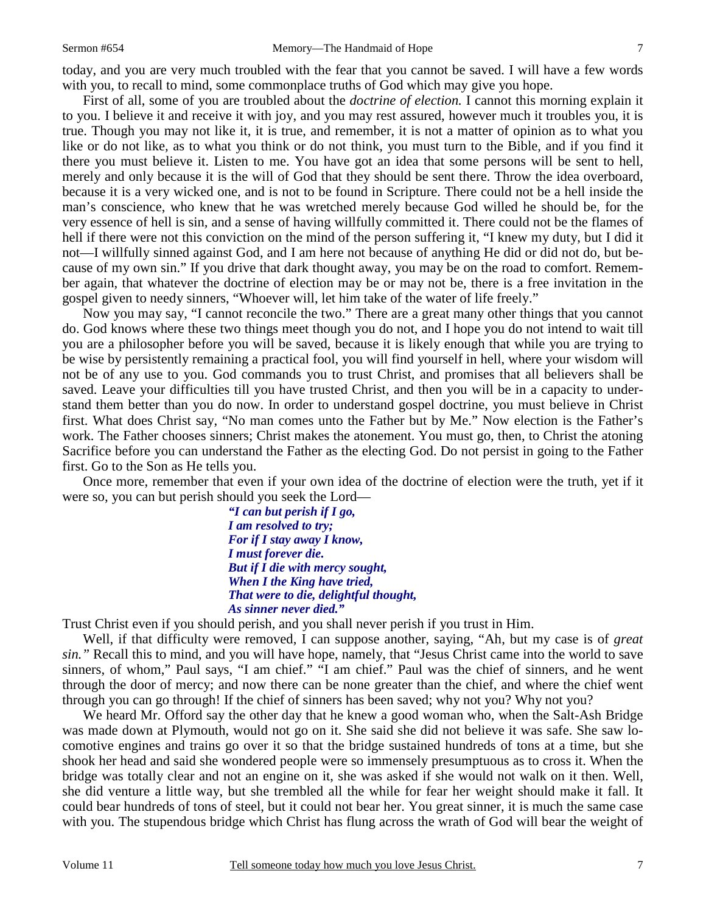today, and you are very much troubled with the fear that you cannot be saved. I will have a few words with you, to recall to mind, some commonplace truths of God which may give you hope.

First of all, some of you are troubled about the *doctrine of election.* I cannot this morning explain it to you. I believe it and receive it with joy, and you may rest assured, however much it troubles you, it is true. Though you may not like it, it is true, and remember, it is not a matter of opinion as to what you like or do not like, as to what you think or do not think, you must turn to the Bible, and if you find it there you must believe it. Listen to me. You have got an idea that some persons will be sent to hell, merely and only because it is the will of God that they should be sent there. Throw the idea overboard, because it is a very wicked one, and is not to be found in Scripture. There could not be a hell inside the man's conscience, who knew that he was wretched merely because God willed he should be, for the very essence of hell is sin, and a sense of having willfully committed it. There could not be the flames of hell if there were not this conviction on the mind of the person suffering it, "I knew my duty, but I did it not—I willfully sinned against God, and I am here not because of anything He did or did not do, but because of my own sin." If you drive that dark thought away, you may be on the road to comfort. Remember again, that whatever the doctrine of election may be or may not be, there is a free invitation in the gospel given to needy sinners, "Whoever will, let him take of the water of life freely."

Now you may say, "I cannot reconcile the two." There are a great many other things that you cannot do. God knows where these two things meet though you do not, and I hope you do not intend to wait till you are a philosopher before you will be saved, because it is likely enough that while you are trying to be wise by persistently remaining a practical fool, you will find yourself in hell, where your wisdom will not be of any use to you. God commands you to trust Christ, and promises that all believers shall be saved. Leave your difficulties till you have trusted Christ, and then you will be in a capacity to understand them better than you do now. In order to understand gospel doctrine, you must believe in Christ first. What does Christ say, "No man comes unto the Father but by Me." Now election is the Father's work. The Father chooses sinners; Christ makes the atonement. You must go, then, to Christ the atoning Sacrifice before you can understand the Father as the electing God. Do not persist in going to the Father first. Go to the Son as He tells you.

Once more, remember that even if your own idea of the doctrine of election were the truth, yet if it were so, you can but perish should you seek the Lord—

> *"I can but perish if I go,*
> *I am resolved to try;*
> *For if I stay away I know,*
> *I must forever die.*
> *But if I die with mercy sought,*
> *When I the King have tried,*
> *That were to die, delightful thought,*
> *As sinner never died."*

Trust Christ even if you should perish, and you shall never perish if you trust in Him.

Well, if that difficulty were removed, I can suppose another, saying, "Ah, but my case is of *great sin."* Recall this to mind, and you will have hope, namely, that "Jesus Christ came into the world to save sinners, of whom," Paul says, "I am chief." "I am chief." Paul was the chief of sinners, and he went through the door of mercy; and now there can be none greater than the chief, and where the chief went through you can go through! If the chief of sinners has been saved; why not you? Why not you?

We heard Mr. Offord say the other day that he knew a good woman who, when the Salt-Ash Bridge was made down at Plymouth, would not go on it. She said she did not believe it was safe. She saw locomotive engines and trains go over it so that the bridge sustained hundreds of tons at a time, but she shook her head and said she wondered people were so immensely presumptuous as to cross it. When the bridge was totally clear and not an engine on it, she was asked if she would not walk on it then. Well, she did venture a little way, but she trembled all the while for fear her weight should make it fall. It could bear hundreds of tons of steel, but it could not bear her. You great sinner, it is much the same case with you. The stupendous bridge which Christ has flung across the wrath of God will bear the weight of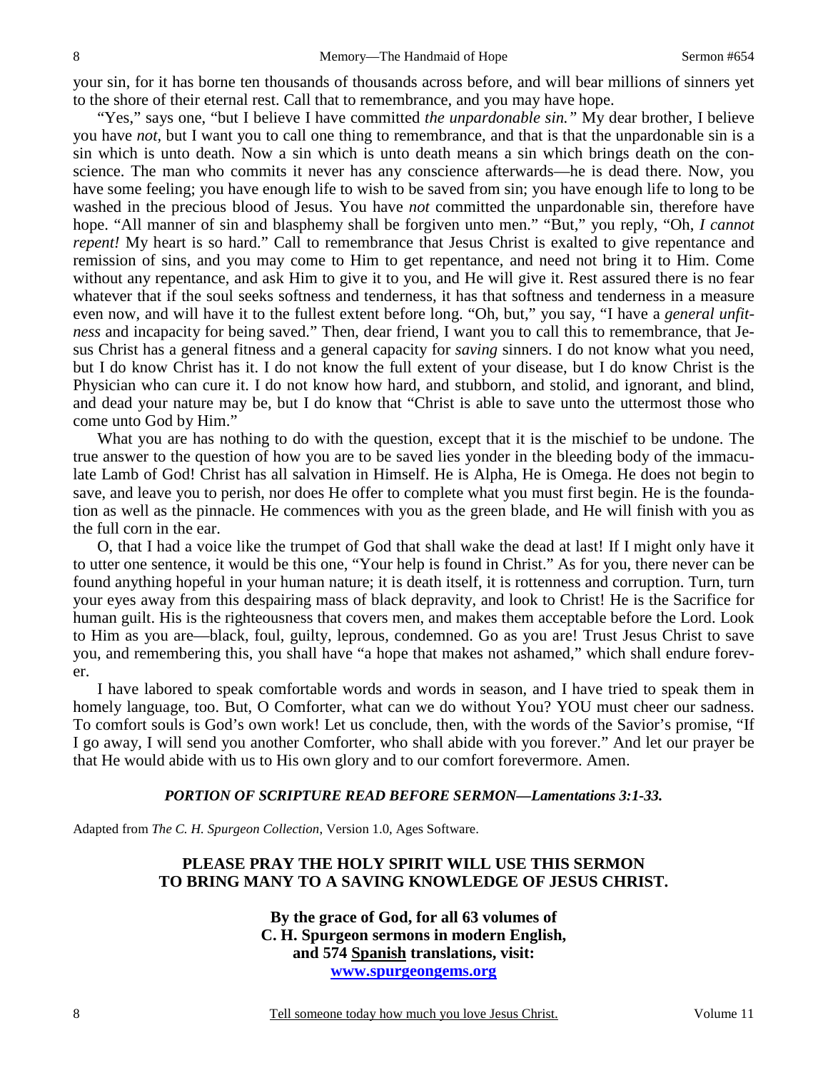your sin, for it has borne ten thousands of thousands across before, and will bear millions of sinners yet to the shore of their eternal rest. Call that to remembrance, and you may have hope.

"Yes," says one, "but I believe I have committed *the unpardonable sin."* My dear brother, I believe you have *not*, but I want you to call one thing to remembrance, and that is that the unpardonable sin is a sin which is unto death. Now a sin which is unto death means a sin which brings death on the conscience. The man who commits it never has any conscience afterwards—he is dead there. Now, you have some feeling; you have enough life to wish to be saved from sin; you have enough life to long to be washed in the precious blood of Jesus. You have *not* committed the unpardonable sin, therefore have hope. "All manner of sin and blasphemy shall be forgiven unto men." "But," you reply, "Oh, *I cannot repent!* My heart is so hard." Call to remembrance that Jesus Christ is exalted to give repentance and remission of sins, and you may come to Him to get repentance, and need not bring it to Him. Come without any repentance, and ask Him to give it to you, and He will give it. Rest assured there is no fear whatever that if the soul seeks softness and tenderness, it has that softness and tenderness in a measure even now, and will have it to the fullest extent before long. "Oh, but," you say, "I have a *general unfitness* and incapacity for being saved." Then, dear friend, I want you to call this to remembrance, that Jesus Christ has a general fitness and a general capacity for *saving* sinners. I do not know what you need, but I do know Christ has it. I do not know the full extent of your disease, but I do know Christ is the Physician who can cure it. I do not know how hard, and stubborn, and stolid, and ignorant, and blind, and dead your nature may be, but I do know that "Christ is able to save unto the uttermost those who come unto God by Him."

What you are has nothing to do with the question, except that it is the mischief to be undone. The true answer to the question of how you are to be saved lies yonder in the bleeding body of the immaculate Lamb of God! Christ has all salvation in Himself. He is Alpha, He is Omega. He does not begin to save, and leave you to perish, nor does He offer to complete what you must first begin. He is the foundation as well as the pinnacle. He commences with you as the green blade, and He will finish with you as the full corn in the ear.

O, that I had a voice like the trumpet of God that shall wake the dead at last! If I might only have it to utter one sentence, it would be this one, "Your help is found in Christ." As for you, there never can be found anything hopeful in your human nature; it is death itself, it is rottenness and corruption. Turn, turn your eyes away from this despairing mass of black depravity, and look to Christ! He is the Sacrifice for human guilt. His is the righteousness that covers men, and makes them acceptable before the Lord. Look to Him as you are—black, foul, guilty, leprous, condemned. Go as you are! Trust Jesus Christ to save you, and remembering this, you shall have "a hope that makes not ashamed," which shall endure forever.

I have labored to speak comfortable words and words in season, and I have tried to speak them in homely language, too. But, O Comforter, what can we do without You? YOU must cheer our sadness. To comfort souls is God's own work! Let us conclude, then, with the words of the Savior's promise, "If I go away, I will send you another Comforter, who shall abide with you forever." And let our prayer be that He would abide with us to His own glory and to our comfort forevermore. Amen.

***PORTION OF SCRIPTURE READ BEFORE SERMON—Lamentations 3:1-33.***

Adapted from *The C. H. Spurgeon Collection,* Version 1.0, Ages Software.

**PLEASE PRAY THE HOLY SPIRIT WILL USE THIS SERMON TO BRING MANY TO A SAVING KNOWLEDGE OF JESUS CHRIST.**

**By the grace of God, for all 63 volumes of C. H. Spurgeon sermons in modern English, and 574 Spanish translations, visit: www.spurgeongems.org**

Tell someone today how much you love Jesus Christ.